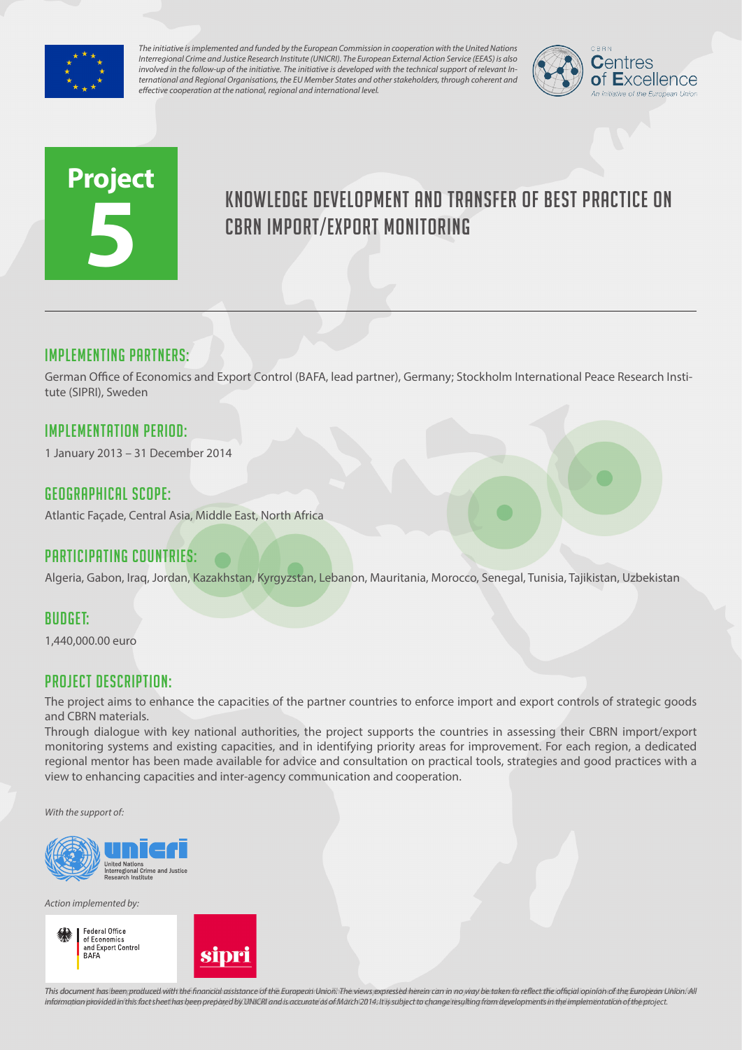*The initiative is implemented and funded by the European Commission in cooperation with the United Nations Interregional Crime and Justice Research Institute (UNICRI). The European External Action Service (EEAS) is also involved in the follow-up of the initiative. The initiative is developed with the technical support of relevant International and Regional Organisations, the EU Member States and other stakeholders, through coherent and effective cooperation at the national, regional and international level.*

CBRN Centres of Excellence
*An initiative of the European Union*

**Project 5**

# KNOWLEDGE DEVELOPMENT AND TRANSFER OF BEST PRACTICE ON CBRN IMPORT/EXPORT MONITORING

## IMPLEMENTING PARTNERS:

German Office of Economics and Export Control (BAFA, lead partner), Germany; Stockholm International Peace Research Institute (SIPRI), Sweden

## IMPLEMENTATION PERIOD:

1 January 2013 – 31 December 2014

## GEOGRAPHICAL SCOPE:

Atlantic Façade, Central Asia, Middle East, North Africa

## PARTICIPATING COUNTRIES:

Algeria, Gabon, Iraq, Jordan, Kazakhstan, Kyrgyzstan, Lebanon, Mauritania, Morocco, Senegal, Tunisia, Tajikistan, Uzbekistan

## BUDGET:

1,440,000.00 euro

## PROJECT DESCRIPTION:

The project aims to enhance the capacities of the partner countries to enforce import and export controls of strategic goods and CBRN materials.

Through dialogue with key national authorities, the project supports the countries in assessing their CBRN import/export monitoring systems and existing capacities, and in identifying priority areas for improvement. For each region, a dedicated regional mentor has been made available for advice and consultation on practical tools, strategies and good practices with a view to enhancing capacities and inter-agency communication and cooperation.

*With the support of:*

unicri – United Nations Interregional Crime and Justice Research Institute

*Action implemented by:*

Federal Office of Economics and Export Control BAFA

sipri

*This document has been produced with the financial assistance of the European Union. The views expressed herein can in no way be taken to reflect the official opinion of the European Union. All information provided in this fact sheet has been prepared by UNICRI and is accurate as of March 2014. It is subject to change resulting from developments in the implementation of the project.*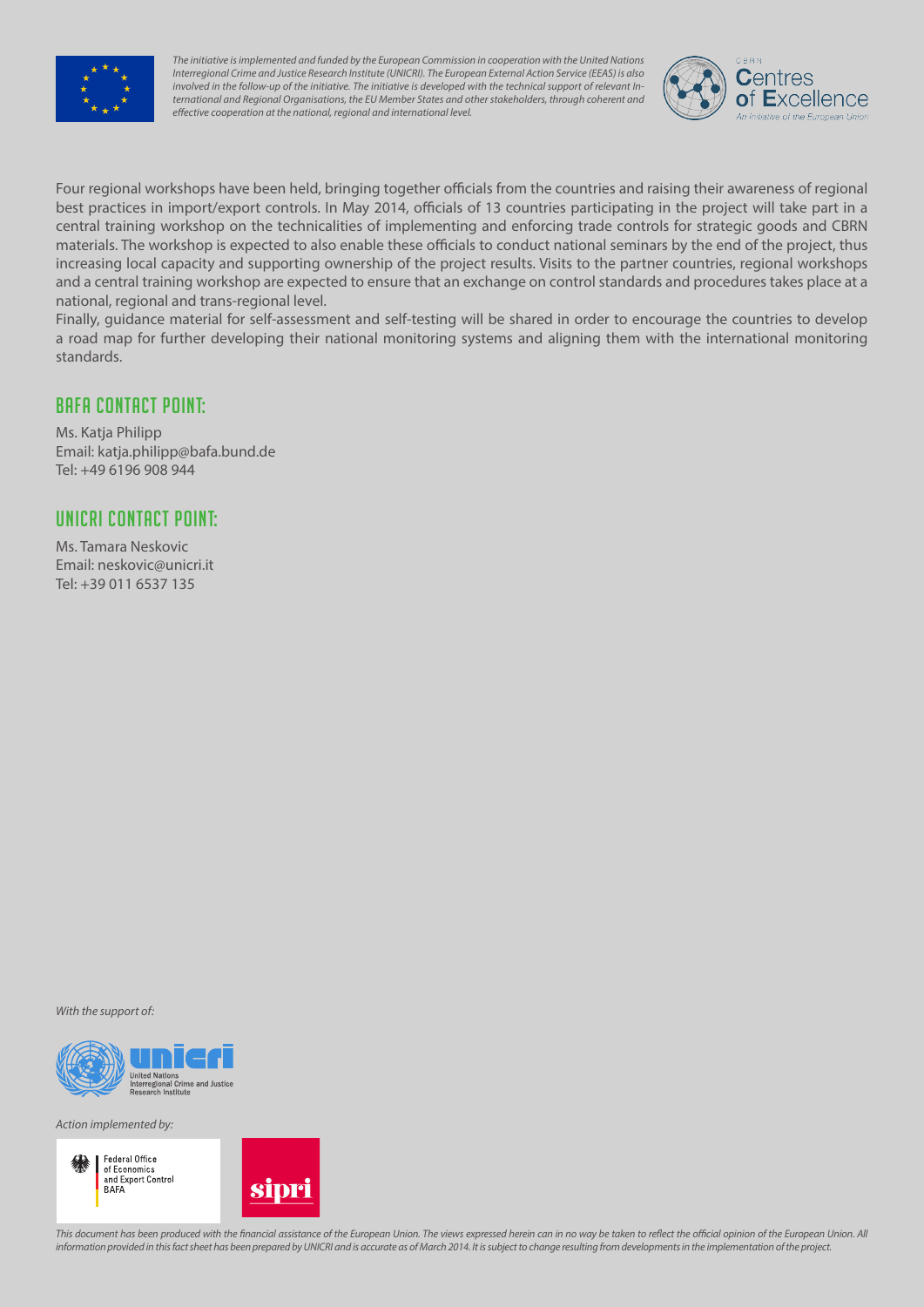*The initiative is implemented and funded by the European Commission in cooperation with the United Nations Interregional Crime and Justice Research Institute (UNICRI). The European External Action Service (EEAS) is also involved in the follow-up of the initiative. The initiative is developed with the technical support of relevant International and Regional Organisations, the EU Member States and other stakeholders, through coherent and effective cooperation at the national, regional and international level.*

CBRN
Centres of Excellence
An initiative of the European Union

Four regional workshops have been held, bringing together officials from the countries and raising their awareness of regional best practices in import/export controls. In May 2014, officials of 13 countries participating in the project will take part in a central training workshop on the technicalities of implementing and enforcing trade controls for strategic goods and CBRN materials. The workshop is expected to also enable these officials to conduct national seminars by the end of the project, thus increasing local capacity and supporting ownership of the project results. Visits to the partner countries, regional workshops and a central training workshop are expected to ensure that an exchange on control standards and procedures takes place at a national, regional and trans-regional level.

Finally, guidance material for self-assessment and self-testing will be shared in order to encourage the countries to develop a road map for further developing their national monitoring systems and aligning them with the international monitoring standards.

## BAFA CONTACT POINT:

Ms. Katja Philipp
Email: katja.philipp@bafa.bund.de
Tel: +49 6196 908 944

## UNICRI CONTACT POINT:

Ms. Tamara Neskovic
Email: neskovic@unicri.it
Tel: +39 011 6537 135

*With the support of:*

unicri
United Nations Interregional Crime and Justice Research Institute

*Action implemented by:*

Federal Office of Economics and Export Control
BAFA

sipri

*This document has been produced with the financial assistance of the European Union. The views expressed herein can in no way be taken to reflect the official opinion of the European Union. All information provided in this fact sheet has been prepared by UNICRI and is accurate as of March 2014. It is subject to change resulting from developments in the implementation of the project.*